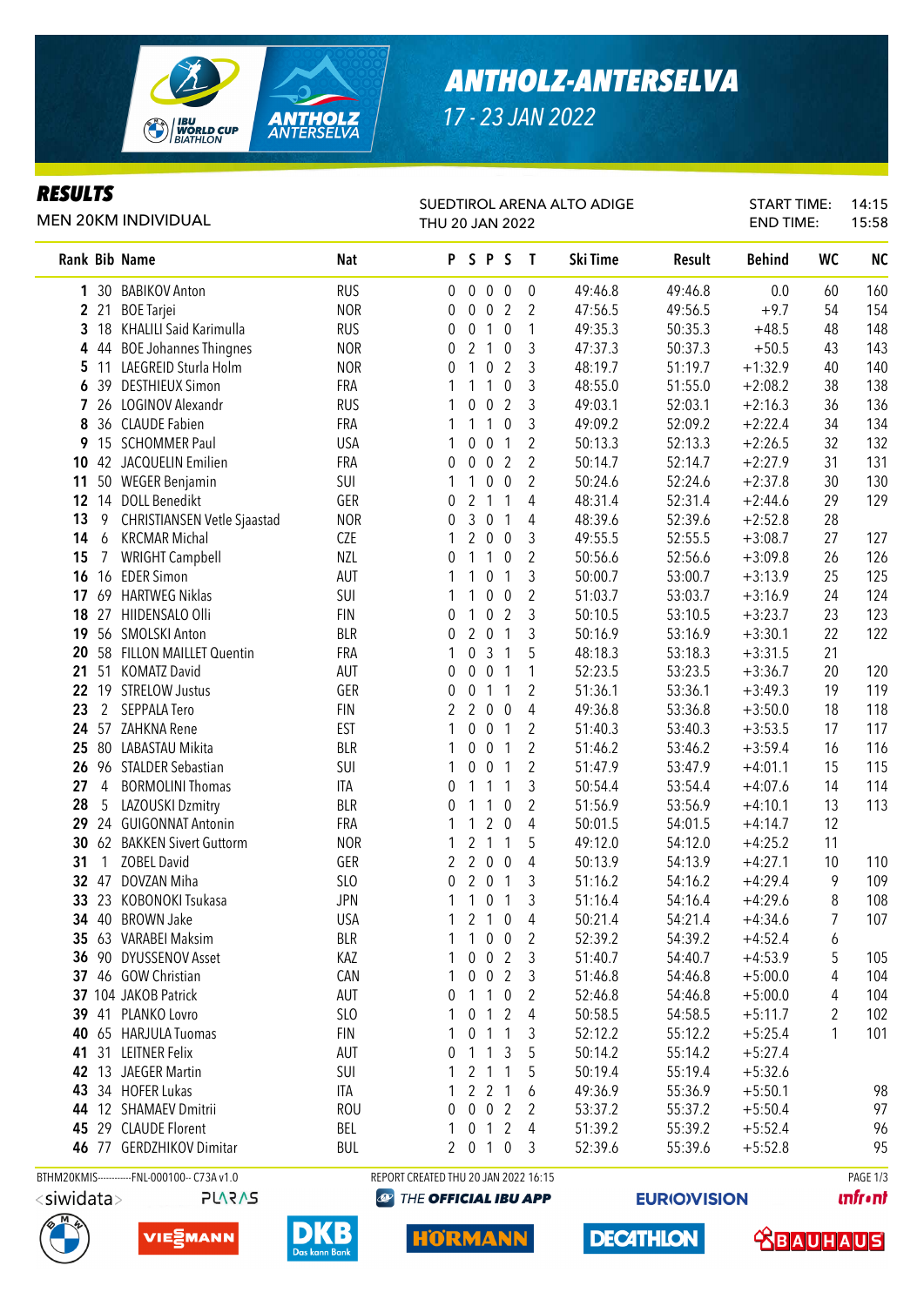# ANTHOLZ-ANTERSELVA

17 - 23 JAN 2022

## RESULTS

MEN 20KM INDIVIDUAL

SUEDTIROL ARENA ALTO ADIGE
THU 20 JAN 2022

START TIME: 14:15
END TIME: 15:58

| Rank | Bib | Name | Nat | P | S | P | S | T | Ski Time | Result | Behind | WC | NC |
|---|---|---|---|---|---|---|---|---|---|---|---|---|---|
| 1 | 30 | BABIKOV Anton | RUS | 0 | 0 | 0 | 0 | 0 | 49:46.8 | 49:46.8 | 0.0 | 60 | 160 |
| 2 | 21 | BOE Tarjei | NOR | 0 | 0 | 0 | 2 | 2 | 47:56.5 | 49:56.5 | +9.7 | 54 | 154 |
| 3 | 18 | KHALILI Said Karimulla | RUS | 0 | 0 | 1 | 0 | 1 | 49:35.3 | 50:35.3 | +48.5 | 48 | 148 |
| 4 | 44 | BOE Johannes Thingnes | NOR | 0 | 2 | 1 | 0 | 3 | 47:37.3 | 50:37.3 | +50.5 | 43 | 143 |
| 5 | 11 | LAEGREID Sturla Holm | NOR | 0 | 1 | 0 | 2 | 3 | 48:19.7 | 51:19.7 | +1:32.9 | 40 | 140 |
| 6 | 39 | DESTHIEUX Simon | FRA | 1 | 1 | 1 | 0 | 3 | 48:55.0 | 51:55.0 | +2:08.2 | 38 | 138 |
| 7 | 26 | LOGINOV Alexandr | RUS | 1 | 0 | 0 | 2 | 3 | 49:03.1 | 52:03.1 | +2:16.3 | 36 | 136 |
| 8 | 36 | CLAUDE Fabien | FRA | 1 | 1 | 1 | 0 | 3 | 49:09.2 | 52:09.2 | +2:22.4 | 34 | 134 |
| 9 | 15 | SCHOMMER Paul | USA | 1 | 0 | 0 | 1 | 2 | 50:13.3 | 52:13.3 | +2:26.5 | 32 | 132 |
| 10 | 42 | JACQUELIN Emilien | FRA | 0 | 0 | 0 | 2 | 2 | 50:14.7 | 52:14.7 | +2:27.9 | 31 | 131 |
| 11 | 50 | WEGER Benjamin | SUI | 1 | 1 | 0 | 0 | 2 | 50:24.6 | 52:24.6 | +2:37.8 | 30 | 130 |
| 12 | 14 | DOLL Benedikt | GER | 0 | 2 | 1 | 1 | 4 | 48:31.4 | 52:31.4 | +2:44.6 | 29 | 129 |
| 13 | 9 | CHRISTIANSEN Vetle Sjaastad | NOR | 0 | 3 | 0 | 1 | 4 | 48:39.6 | 52:39.6 | +2:52.8 | 28 | |
| 14 | 6 | KRCMAR Michal | CZE | 1 | 2 | 0 | 0 | 3 | 49:55.5 | 52:55.5 | +3:08.7 | 27 | 127 |
| 15 | 7 | WRIGHT Campbell | NZL | 0 | 1 | 1 | 0 | 2 | 50:56.6 | 52:56.6 | +3:09.8 | 26 | 126 |
| 16 | 16 | EDER Simon | AUT | 1 | 1 | 0 | 1 | 3 | 50:00.7 | 53:00.7 | +3:13.9 | 25 | 125 |
| 17 | 69 | HARTWEG Niklas | SUI | 1 | 1 | 0 | 0 | 2 | 51:03.7 | 53:03.7 | +3:16.9 | 24 | 124 |
| 18 | 27 | HIIDENSALO Olli | FIN | 0 | 1 | 0 | 2 | 3 | 50:10.5 | 53:10.5 | +3:23.7 | 23 | 123 |
| 19 | 56 | SMOLSKI Anton | BLR | 0 | 2 | 0 | 1 | 3 | 50:16.9 | 53:16.9 | +3:30.1 | 22 | 122 |
| 20 | 58 | FILLON MAILLET Quentin | FRA | 1 | 0 | 3 | 1 | 5 | 48:18.3 | 53:18.3 | +3:31.5 | 21 | |
| 21 | 51 | KOMATZ David | AUT | 0 | 0 | 0 | 1 | 1 | 52:23.5 | 53:23.5 | +3:36.7 | 20 | 120 |
| 22 | 19 | STRELOW Justus | GER | 0 | 0 | 1 | 1 | 2 | 51:36.1 | 53:36.1 | +3:49.3 | 19 | 119 |
| 23 | 2 | SEPPALA Tero | FIN | 2 | 2 | 0 | 0 | 4 | 49:36.8 | 53:36.8 | +3:50.0 | 18 | 118 |
| 24 | 57 | ZAHKNA Rene | EST | 1 | 0 | 0 | 1 | 2 | 51:40.3 | 53:40.3 | +3:53.5 | 17 | 117 |
| 25 | 80 | LABASTAU Mikita | BLR | 1 | 0 | 0 | 1 | 2 | 51:46.2 | 53:46.2 | +3:59.4 | 16 | 116 |
| 26 | 96 | STALDER Sebastian | SUI | 1 | 0 | 0 | 1 | 2 | 51:47.9 | 53:47.9 | +4:01.1 | 15 | 115 |
| 27 | 4 | BORMOLINI Thomas | ITA | 0 | 1 | 1 | 1 | 3 | 50:54.4 | 53:54.4 | +4:07.6 | 14 | 114 |
| 28 | 5 | LAZOUSKI Dzmitry | BLR | 0 | 1 | 1 | 0 | 2 | 51:56.9 | 53:56.9 | +4:10.1 | 13 | 113 |
| 29 | 24 | GUIGONNAT Antonin | FRA | 1 | 1 | 2 | 0 | 4 | 50:01.5 | 54:01.5 | +4:14.7 | 12 | |
| 30 | 62 | BAKKEN Sivert Guttorm | NOR | 1 | 2 | 1 | 1 | 5 | 49:12.0 | 54:12.0 | +4:25.2 | 11 | |
| 31 | 1 | ZOBEL David | GER | 2 | 2 | 0 | 0 | 4 | 50:13.9 | 54:13.9 | +4:27.1 | 10 | 110 |
| 32 | 47 | DOVZAN Miha | SLO | 0 | 2 | 0 | 1 | 3 | 51:16.2 | 54:16.2 | +4:29.4 | 9 | 109 |
| 33 | 23 | KOBONOKI Tsukasa | JPN | 1 | 1 | 0 | 1 | 3 | 51:16.4 | 54:16.4 | +4:29.6 | 8 | 108 |
| 34 | 40 | BROWN Jake | USA | 1 | 2 | 1 | 0 | 4 | 50:21.4 | 54:21.4 | +4:34.6 | 7 | 107 |
| 35 | 63 | VARABEI Maksim | BLR | 1 | 1 | 0 | 0 | 2 | 52:39.2 | 54:39.2 | +4:52.4 | 6 | |
| 36 | 90 | DYUSSENOV Asset | KAZ | 1 | 0 | 0 | 2 | 3 | 51:40.7 | 54:40.7 | +4:53.9 | 5 | 105 |
| 37 | 46 | GOW Christian | CAN | 1 | 0 | 0 | 2 | 3 | 51:46.8 | 54:46.8 | +5:00.0 | 4 | 104 |
| 37 | 104 | JAKOB Patrick | AUT | 0 | 1 | 1 | 0 | 2 | 52:46.8 | 54:46.8 | +5:00.0 | 4 | 104 |
| 39 | 41 | PLANKO Lovro | SLO | 1 | 0 | 1 | 2 | 4 | 50:58.5 | 54:58.5 | +5:11.7 | 2 | 102 |
| 40 | 65 | HARJULA Tuomas | FIN | 1 | 0 | 1 | 1 | 3 | 52:12.2 | 55:12.2 | +5:25.4 | 1 | 101 |
| 41 | 31 | LEITNER Felix | AUT | 0 | 1 | 1 | 3 | 5 | 50:14.2 | 55:14.2 | +5:27.4 | | |
| 42 | 13 | JAEGER Martin | SUI | 1 | 2 | 1 | 1 | 5 | 50:19.4 | 55:19.4 | +5:32.6 | | |
| 43 | 34 | HOFER Lukas | ITA | 1 | 2 | 2 | 1 | 6 | 49:36.9 | 55:36.9 | +5:50.1 | | 98 |
| 44 | 12 | SHAMAEV Dmitrii | ROU | 0 | 0 | 0 | 2 | 2 | 53:37.2 | 55:37.2 | +5:50.4 | | 97 |
| 45 | 29 | CLAUDE Florent | BEL | 1 | 0 | 1 | 2 | 4 | 51:39.2 | 55:39.2 | +5:52.4 | | 96 |
| 46 | 77 | GERDZHIKOV Dimitar | BUL | 2 | 0 | 1 | 0 | 3 | 52:39.6 | 55:39.6 | +5:52.8 | | 95 |

BTHM20KMIS-----------FNL-000100-- C73A v1.0    REPORT CREATED THU 20 JAN 2022 16:15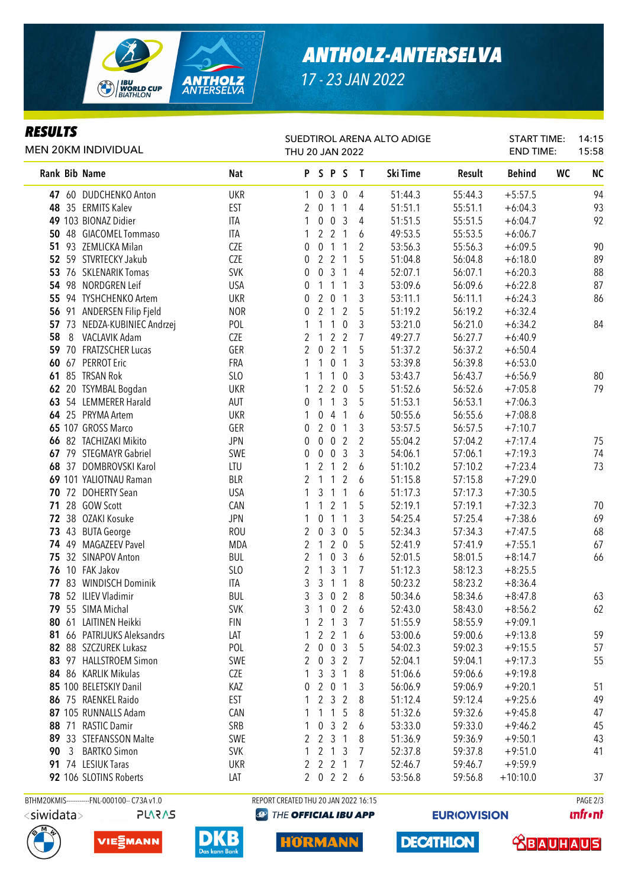# ANTHOLZ-ANTERSELVA

17 - 23 JAN 2022

## RESULTS

MEN 20KM INDIVIDUAL

SUEDTIROL ARENA ALTO ADIGE
THU 20 JAN 2022

START TIME: 14:15
END TIME: 15:58

| Rank | Bib | Name | Nat | P | S | P | S | T | Ski Time | Result | Behind | WC | NC |
|---|---|---|---|---|---|---|---|---|---|---|---|---|---|
| 47 | 60 | DUDCHENKO Anton | UKR | 1 | 0 | 3 | 0 | 4 | 51:44.3 | 55:44.3 | +5:57.5 | | 94 |
| 48 | 35 | ERMITS Kalev | EST | 2 | 0 | 1 | 1 | 4 | 51:51.1 | 55:51.1 | +6:04.3 | | 93 |
| 49 | 103 | BIONAZ Didier | ITA | 1 | 0 | 0 | 3 | 4 | 51:51.5 | 55:51.5 | +6:04.7 | | 92 |
| 50 | 48 | GIACOMEL Tommaso | ITA | 1 | 2 | 2 | 1 | 6 | 49:53.5 | 55:53.5 | +6:06.7 | | |
| 51 | 93 | ZEMLICKA Milan | CZE | 0 | 0 | 1 | 1 | 2 | 53:56.3 | 55:56.3 | +6:09.5 | | 90 |
| 52 | 59 | STVRTECKY Jakub | CZE | 0 | 2 | 2 | 1 | 5 | 51:04.8 | 56:04.8 | +6:18.0 | | 89 |
| 53 | 76 | SKLENARIK Tomas | SVK | 0 | 0 | 3 | 1 | 4 | 52:07.1 | 56:07.1 | +6:20.3 | | 88 |
| 54 | 98 | NORDGREN Leif | USA | 0 | 1 | 1 | 1 | 3 | 53:09.6 | 56:09.6 | +6:22.8 | | 87 |
| 55 | 94 | TYSHCHENKO Artem | UKR | 0 | 2 | 0 | 1 | 3 | 53:11.1 | 56:11.1 | +6:24.3 | | 86 |
| 56 | 91 | ANDERSEN Filip Fjeld | NOR | 0 | 2 | 1 | 2 | 5 | 51:19.2 | 56:19.2 | +6:32.4 | | |
| 57 | 73 | NEDZA-KUBINIEC Andrzej | POL | 1 | 1 | 1 | 0 | 3 | 53:21.0 | 56:21.0 | +6:34.2 | | 84 |
| 58 | 8 | VACLAVIK Adam | CZE | 2 | 1 | 2 | 2 | 7 | 49:27.7 | 56:27.7 | +6:40.9 | | |
| 59 | 70 | FRATZSCHER Lucas | GER | 2 | 0 | 2 | 1 | 5 | 51:37.2 | 56:37.2 | +6:50.4 | | |
| 60 | 67 | PERROT Eric | FRA | 1 | 1 | 0 | 1 | 3 | 53:39.8 | 56:39.8 | +6:53.0 | | |
| 61 | 85 | TRSAN Rok | SLO | 1 | 1 | 1 | 0 | 3 | 53:43.7 | 56:43.7 | +6:56.9 | | 80 |
| 62 | 20 | TSYMBAL Bogdan | UKR | 1 | 2 | 2 | 0 | 5 | 51:52.6 | 56:52.6 | +7:05.8 | | 79 |
| 63 | 54 | LEMMERER Harald | AUT | 0 | 1 | 1 | 3 | 5 | 51:53.1 | 56:53.1 | +7:06.3 | | |
| 64 | 25 | PRYMA Artem | UKR | 1 | 0 | 4 | 1 | 6 | 50:55.6 | 56:55.6 | +7:08.8 | | |
| 65 | 107 | GROSS Marco | GER | 0 | 2 | 0 | 1 | 3 | 53:57.5 | 56:57.5 | +7:10.7 | | |
| 66 | 82 | TACHIZAKI Mikito | JPN | 0 | 0 | 0 | 2 | 2 | 55:04.2 | 57:04.2 | +7:17.4 | | 75 |
| 67 | 79 | STEGMAYR Gabriel | SWE | 0 | 0 | 0 | 3 | 3 | 54:06.1 | 57:06.1 | +7:19.3 | | 74 |
| 68 | 37 | DOMBROVSKI Karol | LTU | 1 | 2 | 1 | 2 | 6 | 51:10.2 | 57:10.2 | +7:23.4 | | 73 |
| 69 | 101 | YALIOTNAU Raman | BLR | 2 | 1 | 1 | 2 | 6 | 51:15.8 | 57:15.8 | +7:29.0 | | |
| 70 | 72 | DOHERTY Sean | USA | 1 | 3 | 1 | 1 | 6 | 51:17.3 | 57:17.3 | +7:30.5 | | |
| 71 | 28 | GOW Scott | CAN | 1 | 1 | 2 | 1 | 5 | 52:19.1 | 57:19.1 | +7:32.3 | | 70 |
| 72 | 38 | OZAKI Kosuke | JPN | 1 | 0 | 1 | 1 | 3 | 54:25.4 | 57:25.4 | +7:38.6 | | 69 |
| 73 | 43 | BUTA George | ROU | 2 | 0 | 3 | 0 | 5 | 52:34.3 | 57:34.3 | +7:47.5 | | 68 |
| 74 | 49 | MAGAZEEV Pavel | MDA | 2 | 1 | 2 | 0 | 5 | 52:41.9 | 57:41.9 | +7:55.1 | | 67 |
| 75 | 32 | SINAPOV Anton | BUL | 2 | 1 | 0 | 3 | 6 | 52:01.5 | 58:01.5 | +8:14.7 | | 66 |
| 76 | 10 | FAK Jakov | SLO | 2 | 1 | 3 | 1 | 7 | 51:12.3 | 58:12.3 | +8:25.5 | | |
| 77 | 83 | WINDISCH Dominik | ITA | 3 | 3 | 1 | 1 | 8 | 50:23.2 | 58:23.2 | +8:36.4 | | |
| 78 | 52 | ILIEV Vladimir | BUL | 3 | 3 | 0 | 2 | 8 | 50:34.6 | 58:34.6 | +8:47.8 | | 63 |
| 79 | 55 | SIMA Michal | SVK | 3 | 1 | 0 | 2 | 6 | 52:43.0 | 58:43.0 | +8:56.2 | | 62 |
| 80 | 61 | LAITINEN Heikki | FIN | 1 | 2 | 1 | 3 | 7 | 51:55.9 | 58:55.9 | +9:09.1 | | |
| 81 | 66 | PATRIJUKS Aleksandrs | LAT | 1 | 2 | 2 | 1 | 6 | 53:00.6 | 59:00.6 | +9:13.8 | | 59 |
| 82 | 88 | SZCZUREK Lukasz | POL | 2 | 0 | 0 | 3 | 5 | 54:02.3 | 59:02.3 | +9:15.5 | | 57 |
| 83 | 97 | HALLSTROEM Simon | SWE | 2 | 0 | 3 | 2 | 7 | 52:04.1 | 59:04.1 | +9:17.3 | | 55 |
| 84 | 86 | KARLIK Mikulas | CZE | 1 | 3 | 3 | 1 | 8 | 51:06.6 | 59:06.6 | +9:19.8 | | |
| 85 | 100 | BELETSKIY Danil | KAZ | 0 | 2 | 0 | 1 | 3 | 56:06.9 | 59:06.9 | +9:20.1 | | 51 |
| 86 | 75 | RAENKEL Raido | EST | 1 | 2 | 3 | 2 | 8 | 51:12.4 | 59:12.4 | +9:25.6 | | 49 |
| 87 | 105 | RUNNALLS Adam | CAN | 1 | 1 | 1 | 5 | 8 | 51:32.6 | 59:32.6 | +9:45.8 | | 47 |
| 88 | 71 | RASTIC Damir | SRB | 1 | 0 | 3 | 2 | 6 | 53:33.0 | 59:33.0 | +9:46.2 | | 45 |
| 89 | 33 | STEFANSSON Malte | SWE | 2 | 2 | 3 | 1 | 8 | 51:36.9 | 59:36.9 | +9:50.1 | | 43 |
| 90 | 3 | BARTKO Simon | SVK | 1 | 2 | 1 | 3 | 7 | 52:37.8 | 59:37.8 | +9:51.0 | | 41 |
| 91 | 74 | LESIUK Taras | UKR | 2 | 2 | 2 | 1 | 7 | 52:46.7 | 59:46.7 | +9:59.9 | | |
| 92 | 106 | SLOTINS Roberts | LAT | 2 | 0 | 2 | 2 | 6 | 53:56.8 | 59:56.8 | +10:10.0 | | 37 |

BTHM20KMIS-----------FNL-000100-- C73A v1.0    REPORT CREATED THU 20 JAN 2022 16:15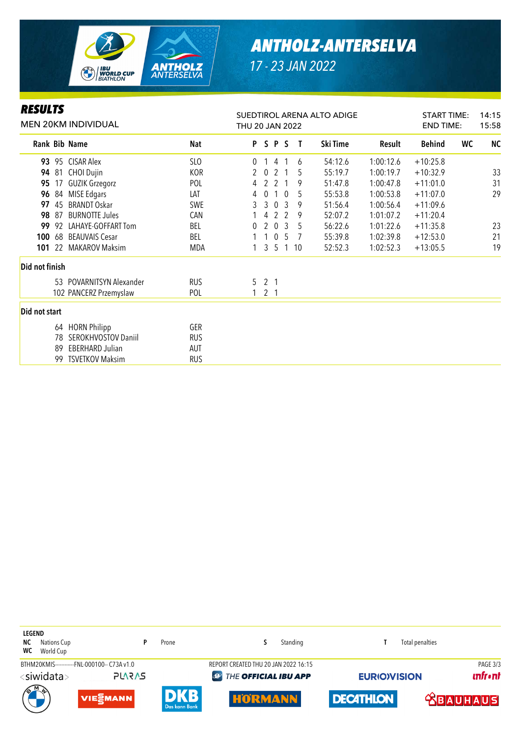# ANTHOLZ-ANTERSELVA

17 - 23 JAN 2022

## RESULTS

MEN 20KM INDIVIDUAL

SUEDTIROL ARENA ALTO ADIGE
THU 20 JAN 2022

START TIME: 14:15
END TIME: 15:58

| Rank | Bib | Name | Nat | P | S | P | S | T | Ski Time | Result | Behind | WC | NC |
|---|---|---|---|---|---|---|---|---|---|---|---|---|---|
| **93** | 95 | CISAR Alex | SLO | 0 | 1 | 4 | 1 | 6 | 54:12.6 | 1:00:12.6 | +10:25.8 | | |
| **94** | 81 | CHOI Dujin | KOR | 2 | 0 | 2 | 1 | 5 | 55:19.7 | 1:00:19.7 | +10:32.9 | | 33 |
| **95** | 17 | GUZIK Grzegorz | POL | 4 | 2 | 2 | 1 | 9 | 51:47.8 | 1:00:47.8 | +11:01.0 | | 31 |
| **96** | 84 | MISE Edgars | LAT | 4 | 0 | 1 | 0 | 5 | 55:53.8 | 1:00:53.8 | +11:07.0 | | 29 |
| **97** | 45 | BRANDT Oskar | SWE | 3 | 3 | 0 | 3 | 9 | 51:56.4 | 1:00:56.4 | +11:09.6 | | |
| **98** | 87 | BURNOTTE Jules | CAN | 1 | 4 | 2 | 2 | 9 | 52:07.2 | 1:01:07.2 | +11:20.4 | | |
| **99** | 92 | LAHAYE-GOFFART Tom | BEL | 0 | 2 | 0 | 3 | 5 | 56:22.6 | 1:01:22.6 | +11:35.8 | | 23 |
| **100** | 68 | BEAUVAIS Cesar | BEL | 1 | 1 | 0 | 5 | 7 | 55:39.8 | 1:02:39.8 | +12:53.0 | | 21 |
| **101** | 22 | MAKAROV Maksim | MDA | 1 | 3 | 5 | 1 | 10 | 52:52.3 | 1:02:52.3 | +13:05.5 | | 19 |

**Did not finish**

| Rank | Bib | Name | Nat | P | S | P | S | T |
|---|---|---|---|---|---|---|---|---|
| | 53 | POVARNITSYN Alexander | RUS | 5 | 2 | 1 | | |
| | 102 | PANCERZ Przemyslaw | POL | 1 | 2 | 1 | | |

**Did not start**

| Bib | Name | Nat |
|---|---|---|
| 64 | HORN Philipp | GER |
| 78 | SEROKHVOSTOV Daniil | RUS |
| 89 | EBERHARD Julian | AUT |
| 99 | TSVETKOV Maksim | RUS |

**LEGEND**
NC Nations Cup
WC World Cup
P Prone
S Standing
T Total penalties

BTHM20KMIS-----------FNL-000100-- C73A v1.0
REPORT CREATED THU 20 JAN 2022 16:15